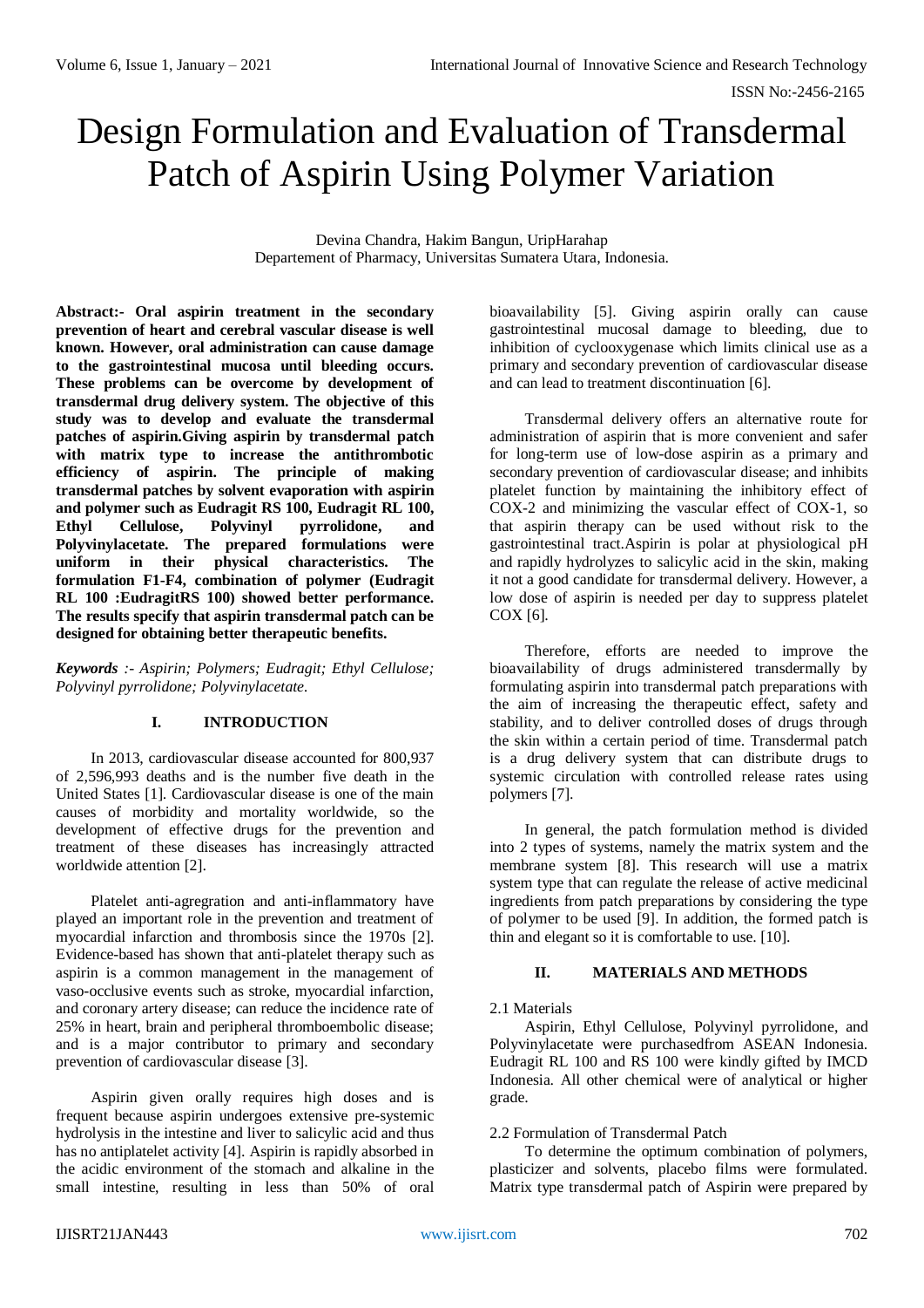# Design Formulation and Evaluation of Transdermal Patch of Aspirin Using Polymer Variation

Devina Chandra, Hakim Bangun, UripHarahap
Departement of Pharmacy, Universitas Sumatera Utara, Indonesia.

**Abstract:- Oral aspirin treatment in the secondary prevention of heart and cerebral vascular disease is well known. However, oral administration can cause damage to the gastrointestinal mucosa until bleeding occurs. These problems can be overcome by development of transdermal drug delivery system. The objective of this study was to develop and evaluate the transdermal patches of aspirin.Giving aspirin by transdermal patch with matrix type to increase the antithrombotic efficiency of aspirin. The principle of making transdermal patches by solvent evaporation with aspirin and polymer such as Eudragit RS 100, Eudragit RL 100, Ethyl Cellulose, Polyvinyl pyrrolidone, and Polyvinylacetate. The prepared formulations were uniform in their physical characteristics. The formulation F1-F4, combination of polymer (Eudragit RL 100 :EudragitRS 100) showed better performance. The results specify that aspirin transdermal patch can be designed for obtaining better therapeutic benefits.**

***Keywords*** *:- Aspirin; Polymers; Eudragit; Ethyl Cellulose; Polyvinyl pyrrolidone; Polyvinylacetate.*

## I. INTRODUCTION

In 2013, cardiovascular disease accounted for 800,937 of 2,596,993 deaths and is the number five death in the United States [1]. Cardiovascular disease is one of the main causes of morbidity and mortality worldwide, so the development of effective drugs for the prevention and treatment of these diseases has increasingly attracted worldwide attention [2].

Platelet anti-agregration and anti-inflammatory have played an important role in the prevention and treatment of myocardial infarction and thrombosis since the 1970s [2]. Evidence-based has shown that anti-platelet therapy such as aspirin is a common management in the management of vaso-occlusive events such as stroke, myocardial infarction, and coronary artery disease; can reduce the incidence rate of 25% in heart, brain and peripheral thromboembolic disease; and is a major contributor to primary and secondary prevention of cardiovascular disease [3].

Aspirin given orally requires high doses and is frequent because aspirin undergoes extensive pre-systemic hydrolysis in the intestine and liver to salicylic acid and thus has no antiplatelet activity [4]. Aspirin is rapidly absorbed in the acidic environment of the stomach and alkaline in the small intestine, resulting in less than 50% of oral bioavailability [5]. Giving aspirin orally can cause gastrointestinal mucosal damage to bleeding, due to inhibition of cyclooxygenase which limits clinical use as a primary and secondary prevention of cardiovascular disease and can lead to treatment discontinuation [6].

Transdermal delivery offers an alternative route for administration of aspirin that is more convenient and safer for long-term use of low-dose aspirin as a primary and secondary prevention of cardiovascular disease; and inhibits platelet function by maintaining the inhibitory effect of COX-2 and minimizing the vascular effect of COX-1, so that aspirin therapy can be used without risk to the gastrointestinal tract.Aspirin is polar at physiological pH and rapidly hydrolyzes to salicylic acid in the skin, making it not a good candidate for transdermal delivery. However, a low dose of aspirin is needed per day to suppress platelet COX [6].

Therefore, efforts are needed to improve the bioavailability of drugs administered transdermally by formulating aspirin into transdermal patch preparations with the aim of increasing the therapeutic effect, safety and stability, and to deliver controlled doses of drugs through the skin within a certain period of time. Transdermal patch is a drug delivery system that can distribute drugs to systemic circulation with controlled release rates using polymers [7].

In general, the patch formulation method is divided into 2 types of systems, namely the matrix system and the membrane system [8]. This research will use a matrix system type that can regulate the release of active medicinal ingredients from patch preparations by considering the type of polymer to be used [9]. In addition, the formed patch is thin and elegant so it is comfortable to use. [10].

## II. MATERIALS AND METHODS

### 2.1 Materials

Aspirin, Ethyl Cellulose, Polyvinyl pyrrolidone, and Polyvinylacetate were purchasedfrom ASEAN Indonesia. Eudragit RL 100 and RS 100 were kindly gifted by IMCD Indonesia. All other chemical were of analytical or higher grade.

### 2.2 Formulation of Transdermal Patch

To determine the optimum combination of polymers, plasticizer and solvents, placebo films were formulated. Matrix type transdermal patch of Aspirin were prepared by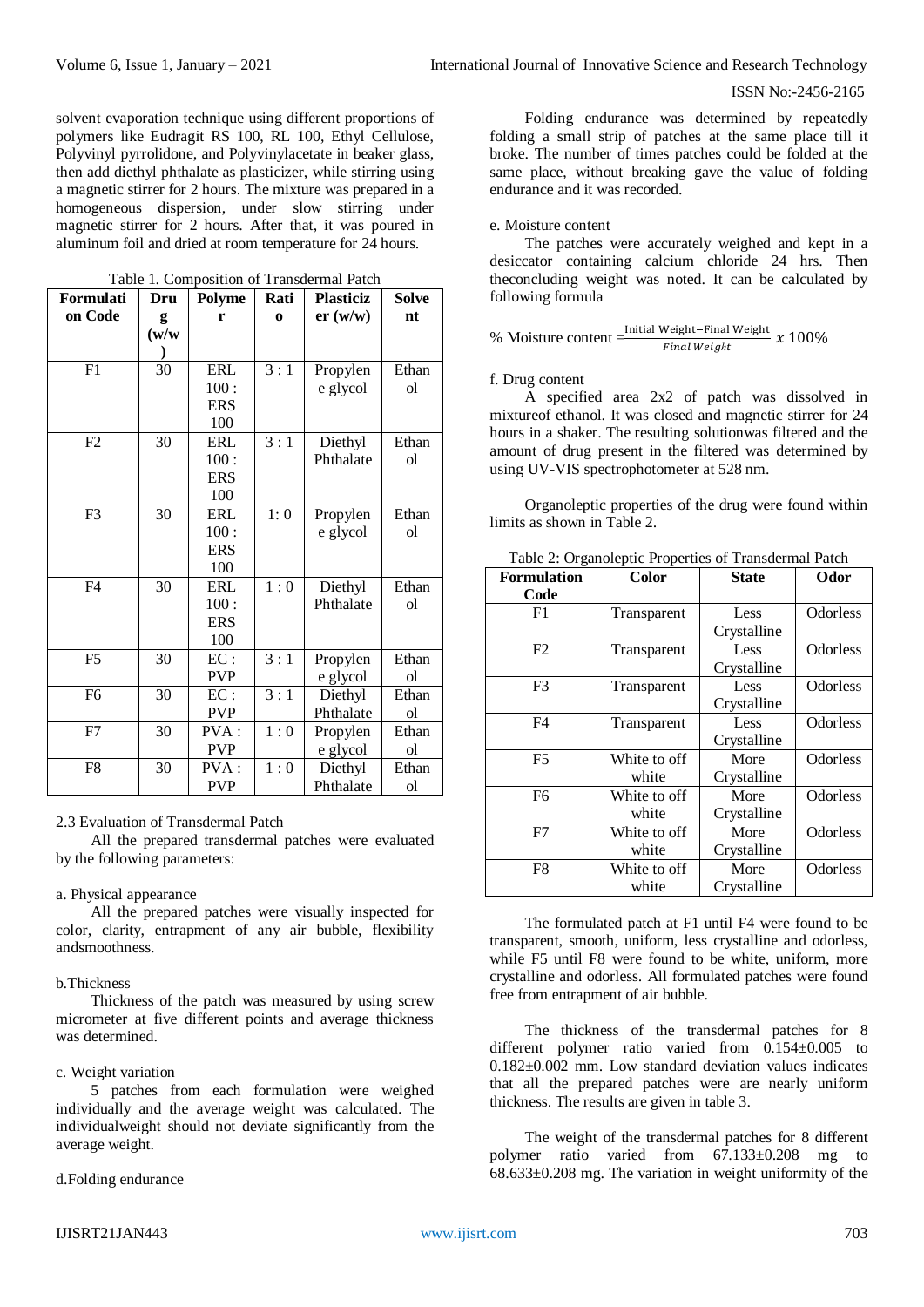solvent evaporation technique using different proportions of polymers like Eudragit RS 100, RL 100, Ethyl Cellulose, Polyvinyl pyrrolidone, and Polyvinylacetate in beaker glass, then add diethyl phthalate as plasticizer, while stirring using a magnetic stirrer for 2 hours. The mixture was prepared in a homogeneous dispersion, under slow stirring under magnetic stirrer for 2 hours. After that, it was poured in aluminum foil and dried at room temperature for 24 hours.

Table 1. Composition of Transdermal Patch

| Formulation Code | Drug (w/w) | Polymer | Ratio | Plasticizer (w/w) | Solvent |
|---|---|---|---|---|---|
| F1 | 30 | ERL 100 : ERS 100 | 3 : 1 | Propylene glycol | Ethanol |
| F2 | 30 | ERL 100 : ERS 100 | 3 : 1 | Diethyl Phthalate | Ethanol |
| F3 | 30 | ERL 100 : ERS 100 | 1: 0 | Propylene glycol | Ethanol |
| F4 | 30 | ERL 100 : ERS 100 | 1 : 0 | Diethyl Phthalate | Ethanol |
| F5 | 30 | EC : PVP | 3 : 1 | Propylene glycol | Ethanol |
| F6 | 30 | EC : PVP | 3 : 1 | Diethyl Phthalate | Ethanol |
| F7 | 30 | PVA : PVP | 1 : 0 | Propylene glycol | Ethanol |
| F8 | 30 | PVA : PVP | 1 : 0 | Diethyl Phthalate | Ethanol |

2.3 Evaluation of Transdermal Patch

All the prepared transdermal patches were evaluated by the following parameters:

a. Physical appearance

All the prepared patches were visually inspected for color, clarity, entrapment of any air bubble, flexibility andsmoothness.

b.Thickness

Thickness of the patch was measured by using screw micrometer at five different points and average thickness was determined.

c. Weight variation

5 patches from each formulation were weighed individually and the average weight was calculated. The individualweight should not deviate significantly from the average weight.

d.Folding endurance

Folding endurance was determined by repeatedly folding a small strip of patches at the same place till it broke. The number of times patches could be folded at the same place, without breaking gave the value of folding endurance and it was recorded.

e. Moisture content

The patches were accurately weighed and kept in a desiccator containing calcium chloride 24 hrs. Then theconcluding weight was noted. It can be calculated by following formula

$$\% \text{ Moisture content} = \frac{\text{Initial Weight} - \text{Final Weight}}{\textit{Final Weight}} \times 100\%$$

f. Drug content

A specified area 2x2 of patch was dissolved in mixtureof ethanol. It was closed and magnetic stirrer for 24 hours in a shaker. The resulting solutionwas filtered and the amount of drug present in the filtered was determined by using UV-VIS spectrophotometer at 528 nm.

Organoleptic properties of the drug were found within limits as shown in Table 2.

Table 2: Organoleptic Properties of Transdermal Patch

| Formulation Code | Color | State | Odor |
|---|---|---|---|
| F1 | Transparent | Less Crystalline | Odorless |
| F2 | Transparent | Less Crystalline | Odorless |
| F3 | Transparent | Less Crystalline | Odorless |
| F4 | Transparent | Less Crystalline | Odorless |
| F5 | White to off white | More Crystalline | Odorless |
| F6 | White to off white | More Crystalline | Odorless |
| F7 | White to off white | More Crystalline | Odorless |
| F8 | White to off white | More Crystalline | Odorless |

The formulated patch at F1 until F4 were found to be transparent, smooth, uniform, less crystalline and odorless, while F5 until F8 were found to be white, uniform, more crystalline and odorless. All formulated patches were found free from entrapment of air bubble.

The thickness of the transdermal patches for 8 different polymer ratio varied from 0.154±0.005 to 0.182±0.002 mm. Low standard deviation values indicates that all the prepared patches were are nearly uniform thickness. The results are given in table 3.

The weight of the transdermal patches for 8 different polymer ratio varied from 67.133±0.208 mg to 68.633±0.208 mg. The variation in weight uniformity of the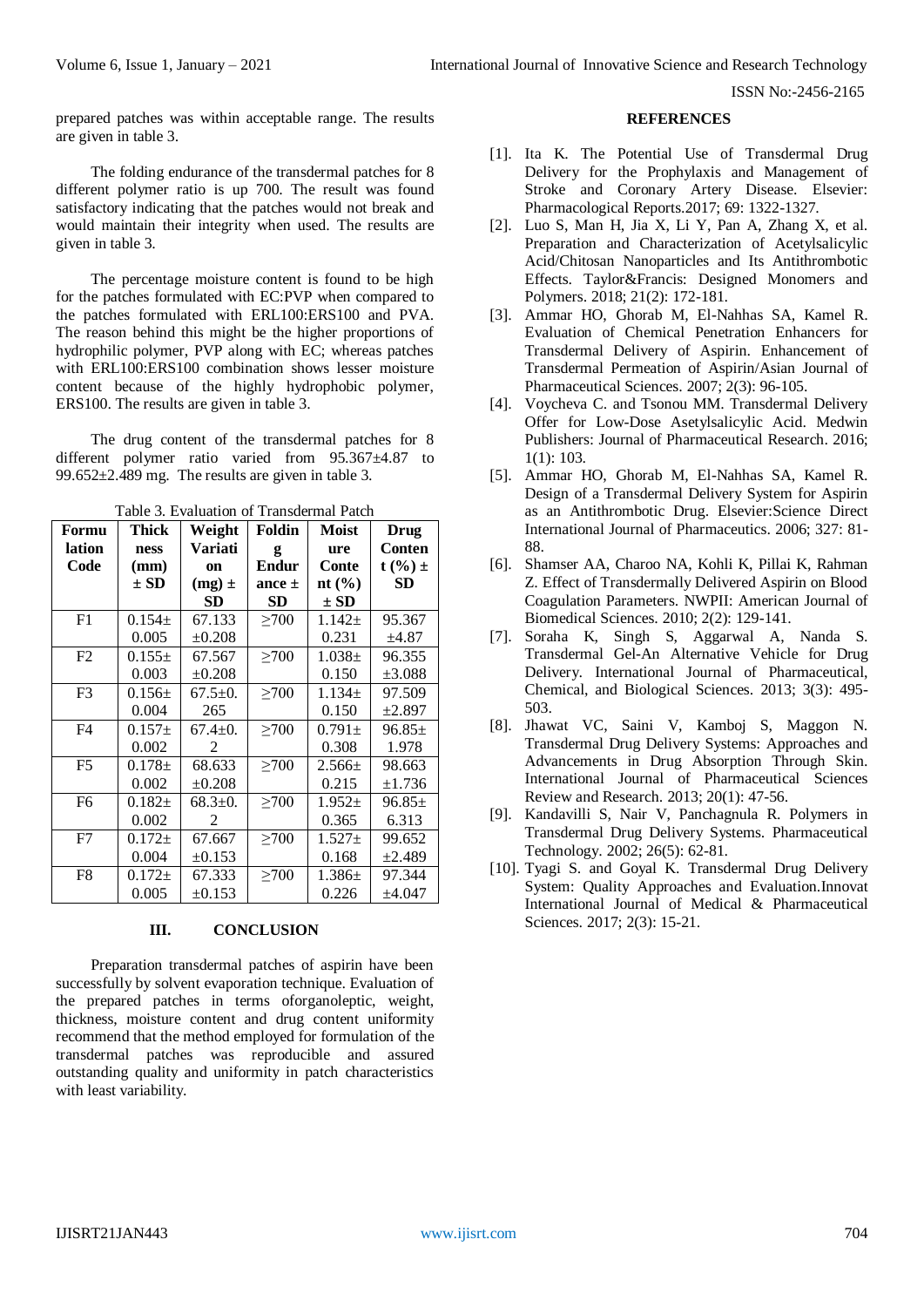prepared patches was within acceptable range. The results are given in table 3.

The folding endurance of the transdermal patches for 8 different polymer ratio is up 700. The result was found satisfactory indicating that the patches would not break and would maintain their integrity when used. The results are given in table 3.

The percentage moisture content is found to be high for the patches formulated with EC:PVP when compared to the patches formulated with ERL100:ERS100 and PVA. The reason behind this might be the higher proportions of hydrophilic polymer, PVP along with EC; whereas patches with ERL100:ERS100 combination shows lesser moisture content because of the highly hydrophobic polymer, ERS100. The results are given in table 3.

The drug content of the transdermal patches for 8 different polymer ratio varied from 95.367±4.87 to 99.652±2.489 mg. The results are given in table 3.

Table 3. Evaluation of Transdermal Patch

| Formulation Code | Thickness (mm) ± SD | Weight Variation (mg) ± SD | Folding Endurance ± SD | Moisture Content (%) ± SD | Drug Content (%) ± SD |
|---|---|---|---|---|---|
| F1 | 0.154±0.005 | 67.133 ±0.208 | ≥700 | 1.142±0.231 | 95.367 ±4.87 |
| F2 | 0.155±0.003 | 67.567 ±0.208 | ≥700 | 1.038±0.150 | 96.355 ±3.088 |
| F3 | 0.156±0.004 | 67.5±0.265 | ≥700 | 1.134±0.150 | 97.509 ±2.897 |
| F4 | 0.157±0.002 | 67.4±0.2 | ≥700 | 0.791±0.308 | 96.85±1.978 |
| F5 | 0.178±0.002 | 68.633 ±0.208 | ≥700 | 2.566±0.215 | 98.663 ±1.736 |
| F6 | 0.182±0.002 | 68.3±0.2 | ≥700 | 1.952±0.365 | 96.85±6.313 |
| F7 | 0.172±0.004 | 67.667 ±0.153 | ≥700 | 1.527±0.168 | 99.652 ±2.489 |
| F8 | 0.172±0.005 | 67.333 ±0.153 | ≥700 | 1.386±0.226 | 97.344 ±4.047 |

## III. CONCLUSION

Preparation transdermal patches of aspirin have been successfully by solvent evaporation technique. Evaluation of the prepared patches in terms oforganoleptic, weight, thickness, moisture content and drug content uniformity recommend that the method employed for formulation of the transdermal patches was reproducible and assured outstanding quality and uniformity in patch characteristics with least variability.

## REFERENCES

[1]. Ita K. The Potential Use of Transdermal Drug Delivery for the Prophylaxis and Management of Stroke and Coronary Artery Disease. Elsevier: Pharmacological Reports.2017; 69: 1322-1327.

[2]. Luo S, Man H, Jia X, Li Y, Pan A, Zhang X, et al. Preparation and Characterization of Acetylsalicylic Acid/Chitosan Nanoparticles and Its Antithrombotic Effects. Taylor&Francis: Designed Monomers and Polymers. 2018; 21(2): 172-181.

[3]. Ammar HO, Ghorab M, El-Nahhas SA, Kamel R. Evaluation of Chemical Penetration Enhancers for Transdermal Delivery of Aspirin. Enhancement of Transdermal Permeation of Aspirin/Asian Journal of Pharmaceutical Sciences. 2007; 2(3): 96-105.

[4]. Voycheva C. and Tsonou MM. Transdermal Delivery Offer for Low-Dose Asetylsalicylic Acid. Medwin Publishers: Journal of Pharmaceutical Research. 2016; 1(1): 103.

[5]. Ammar HO, Ghorab M, El-Nahhas SA, Kamel R. Design of a Transdermal Delivery System for Aspirin as an Antithrombotic Drug. Elsevier:Science Direct International Journal of Pharmaceutics. 2006; 327: 81-88.

[6]. Shamser AA, Charoo NA, Kohli K, Pillai K, Rahman Z. Effect of Transdermally Delivered Aspirin on Blood Coagulation Parameters. NWPII: American Journal of Biomedical Sciences. 2010; 2(2): 129-141.

[7]. Soraha K, Singh S, Aggarwal A, Nanda S. Transdermal Gel-An Alternative Vehicle for Drug Delivery. International Journal of Pharmaceutical, Chemical, and Biological Sciences. 2013; 3(3): 495-503.

[8]. Jhawat VC, Saini V, Kamboj S, Maggon N. Transdermal Drug Delivery Systems: Approaches and Advancements in Drug Absorption Through Skin. International Journal of Pharmaceutical Sciences Review and Research. 2013; 20(1): 47-56.

[9]. Kandavilli S, Nair V, Panchagnula R. Polymers in Transdermal Drug Delivery Systems. Pharmaceutical Technology. 2002; 26(5): 62-81.

[10]. Tyagi S. and Goyal K. Transdermal Drug Delivery System: Quality Approaches and Evaluation.Innovat International Journal of Medical & Pharmaceutical Sciences. 2017; 2(3): 15-21.